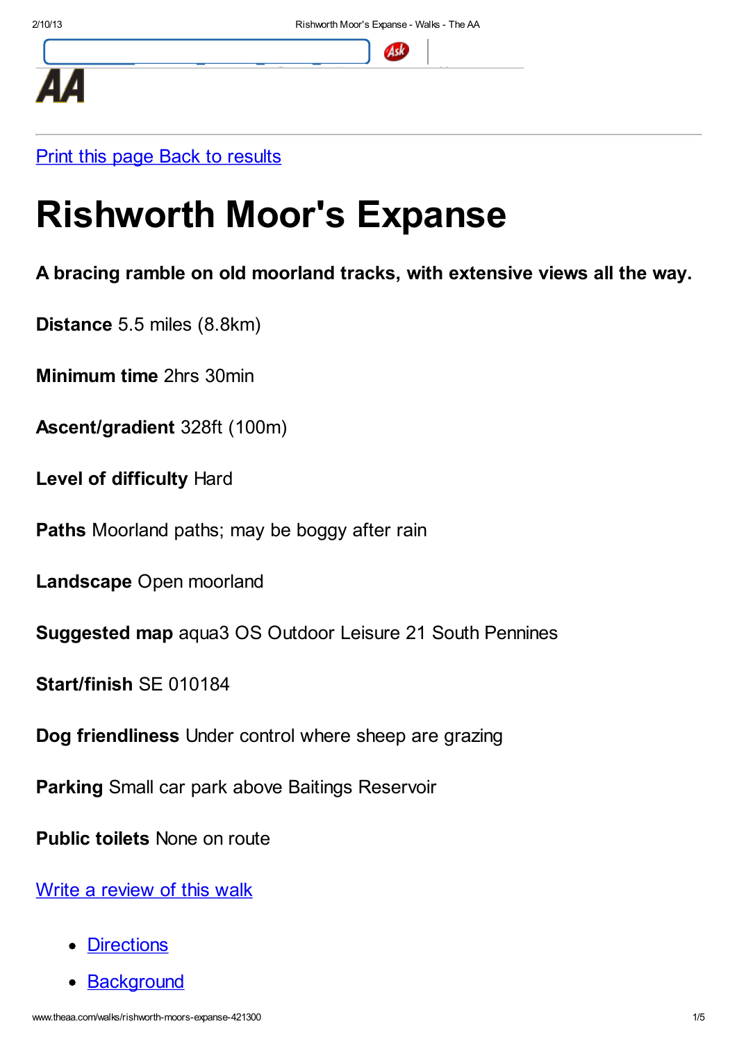Print this page Back to results

# Rishworth Moor's Expanse

**A bracing ramble on old moorland tracks, with extensive views all the way.**

**Distance** 5.5 miles (8.8km)

**Minimum time** 2hrs 30min

**Ascent/gradient** 328ft (100m)

**Level of difficulty** Hard

**Paths** Moorland paths; may be boggy after rain

**Landscape** Open moorland

**Suggested map** aqua3 OS Outdoor Leisure 21 South Pennines

**Start/finish** SE 010184

**Dog friendliness** Under control where sheep are grazing

**Parking** Small car park above Baitings Reservoir

**Public toilets** None on route

Write a review of this walk

- Directions
- Background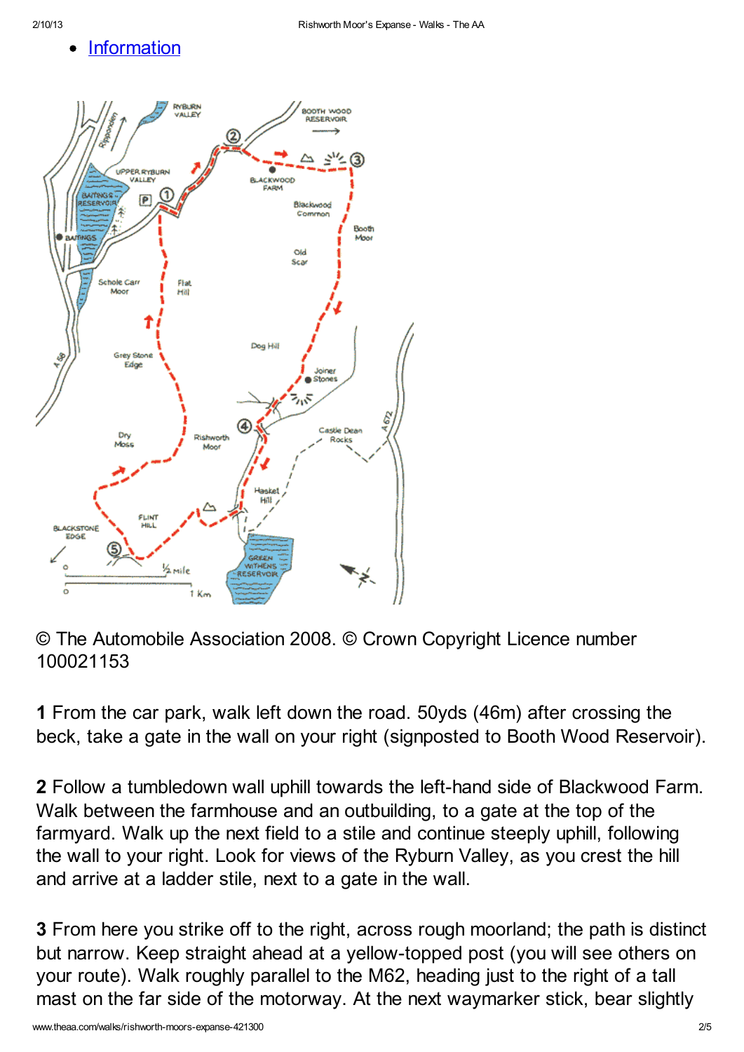- [Information]()

© The Automobile Association 2008. © Crown Copyright Licence number 100021153

**1** From the car park, walk left down the road. 50yds (46m) after crossing the beck, take a gate in the wall on your right (signposted to Booth Wood Reservoir).

**2** Follow a tumbledown wall uphill towards the left-hand side of Blackwood Farm. Walk between the farmhouse and an outbuilding, to a gate at the top of the farmyard. Walk up the next field to a stile and continue steeply uphill, following the wall to your right. Look for views of the Ryburn Valley, as you crest the hill and arrive at a ladder stile, next to a gate in the wall.

**3** From here you strike off to the right, across rough moorland; the path is distinct but narrow. Keep straight ahead at a yellow-topped post (you will see others on your route). Walk roughly parallel to the M62, heading just to the right of a tall mast on the far side of the motorway. At the next waymarker stick, bear slightly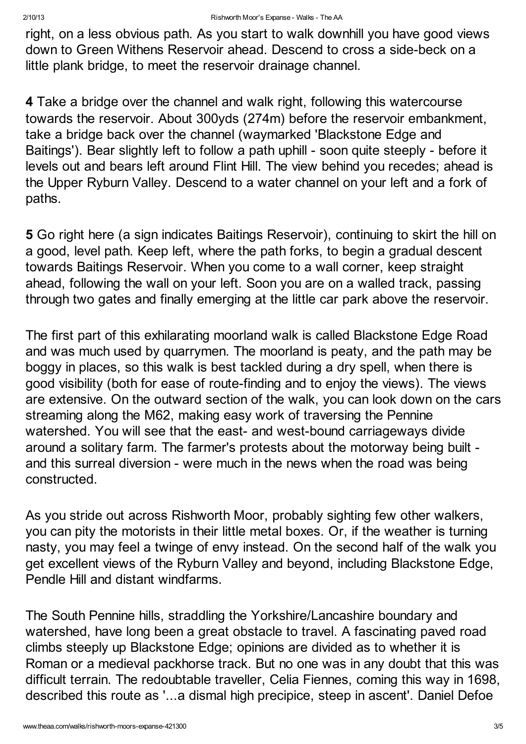right, on a less obvious path. As you start to walk downhill you have good views down to Green Withens Reservoir ahead. Descend to cross a side-beck on a little plank bridge, to meet the reservoir drainage channel.

**4** Take a bridge over the channel and walk right, following this watercourse towards the reservoir. About 300yds (274m) before the reservoir embankment, take a bridge back over the channel (waymarked 'Blackstone Edge and Baitings'). Bear slightly left to follow a path uphill - soon quite steeply - before it levels out and bears left around Flint Hill. The view behind you recedes; ahead is the Upper Ryburn Valley. Descend to a water channel on your left and a fork of paths.

**5** Go right here (a sign indicates Baitings Reservoir), continuing to skirt the hill on a good, level path. Keep left, where the path forks, to begin a gradual descent towards Baitings Reservoir. When you come to a wall corner, keep straight ahead, following the wall on your left. Soon you are on a walled track, passing through two gates and finally emerging at the little car park above the reservoir.

The first part of this exhilarating moorland walk is called Blackstone Edge Road and was much used by quarrymen. The moorland is peaty, and the path may be boggy in places, so this walk is best tackled during a dry spell, when there is good visibility (both for ease of route-finding and to enjoy the views). The views are extensive. On the outward section of the walk, you can look down on the cars streaming along the M62, making easy work of traversing the Pennine watershed. You will see that the east- and west-bound carriageways divide around a solitary farm. The farmer's protests about the motorway being built - and this surreal diversion - were much in the news when the road was being constructed.

As you stride out across Rishworth Moor, probably sighting few other walkers, you can pity the motorists in their little metal boxes. Or, if the weather is turning nasty, you may feel a twinge of envy instead. On the second half of the walk you get excellent views of the Ryburn Valley and beyond, including Blackstone Edge, Pendle Hill and distant windfarms.

The South Pennine hills, straddling the Yorkshire/Lancashire boundary and watershed, have long been a great obstacle to travel. A fascinating paved road climbs steeply up Blackstone Edge; opinions are divided as to whether it is Roman or a medieval packhorse track. But no one was in any doubt that this was difficult terrain. The redoubtable traveller, Celia Fiennes, coming this way in 1698, described this route as '...a dismal high precipice, steep in ascent'. Daniel Defoe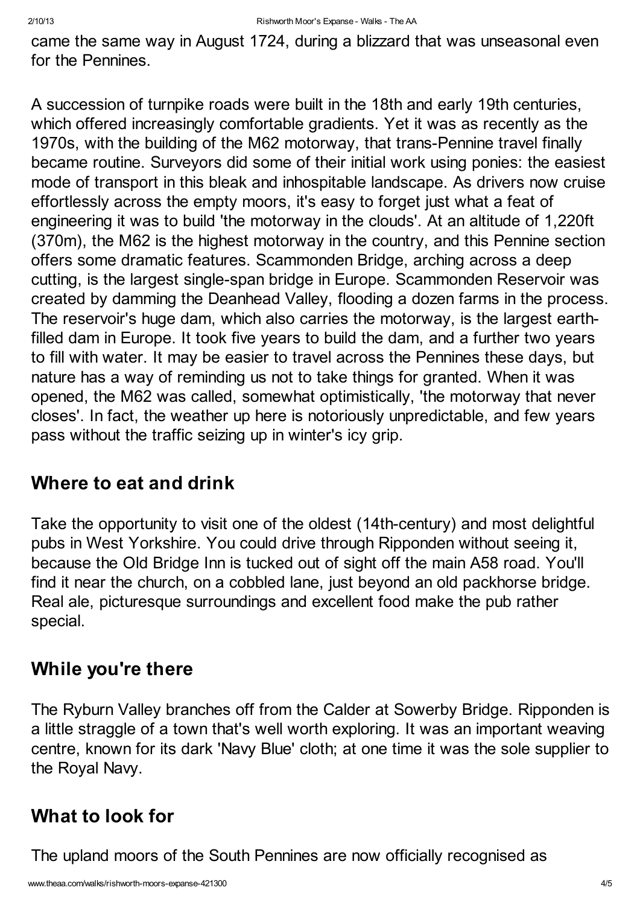came the same way in August 1724, during a blizzard that was unseasonal even for the Pennines.

A succession of turnpike roads were built in the 18th and early 19th centuries, which offered increasingly comfortable gradients. Yet it was as recently as the 1970s, with the building of the M62 motorway, that trans-Pennine travel finally became routine. Surveyors did some of their initial work using ponies: the easiest mode of transport in this bleak and inhospitable landscape. As drivers now cruise effortlessly across the empty moors, it's easy to forget just what a feat of engineering it was to build 'the motorway in the clouds'. At an altitude of 1,220ft (370m), the M62 is the highest motorway in the country, and this Pennine section offers some dramatic features. Scammonden Bridge, arching across a deep cutting, is the largest single-span bridge in Europe. Scammonden Reservoir was created by damming the Deanhead Valley, flooding a dozen farms in the process. The reservoir's huge dam, which also carries the motorway, is the largest earth-filled dam in Europe. It took five years to build the dam, and a further two years to fill with water. It may be easier to travel across the Pennines these days, but nature has a way of reminding us not to take things for granted. When it was opened, the M62 was called, somewhat optimistically, 'the motorway that never closes'. In fact, the weather up here is notoriously unpredictable, and few years pass without the traffic seizing up in winter's icy grip.

## Where to eat and drink

Take the opportunity to visit one of the oldest (14th-century) and most delightful pubs in West Yorkshire. You could drive through Ripponden without seeing it, because the Old Bridge Inn is tucked out of sight off the main A58 road. You'll find it near the church, on a cobbled lane, just beyond an old packhorse bridge. Real ale, picturesque surroundings and excellent food make the pub rather special.

## While you're there

The Ryburn Valley branches off from the Calder at Sowerby Bridge. Ripponden is a little straggle of a town that's well worth exploring. It was an important weaving centre, known for its dark 'Navy Blue' cloth; at one time it was the sole supplier to the Royal Navy.

## What to look for

The upland moors of the South Pennines are now officially recognised as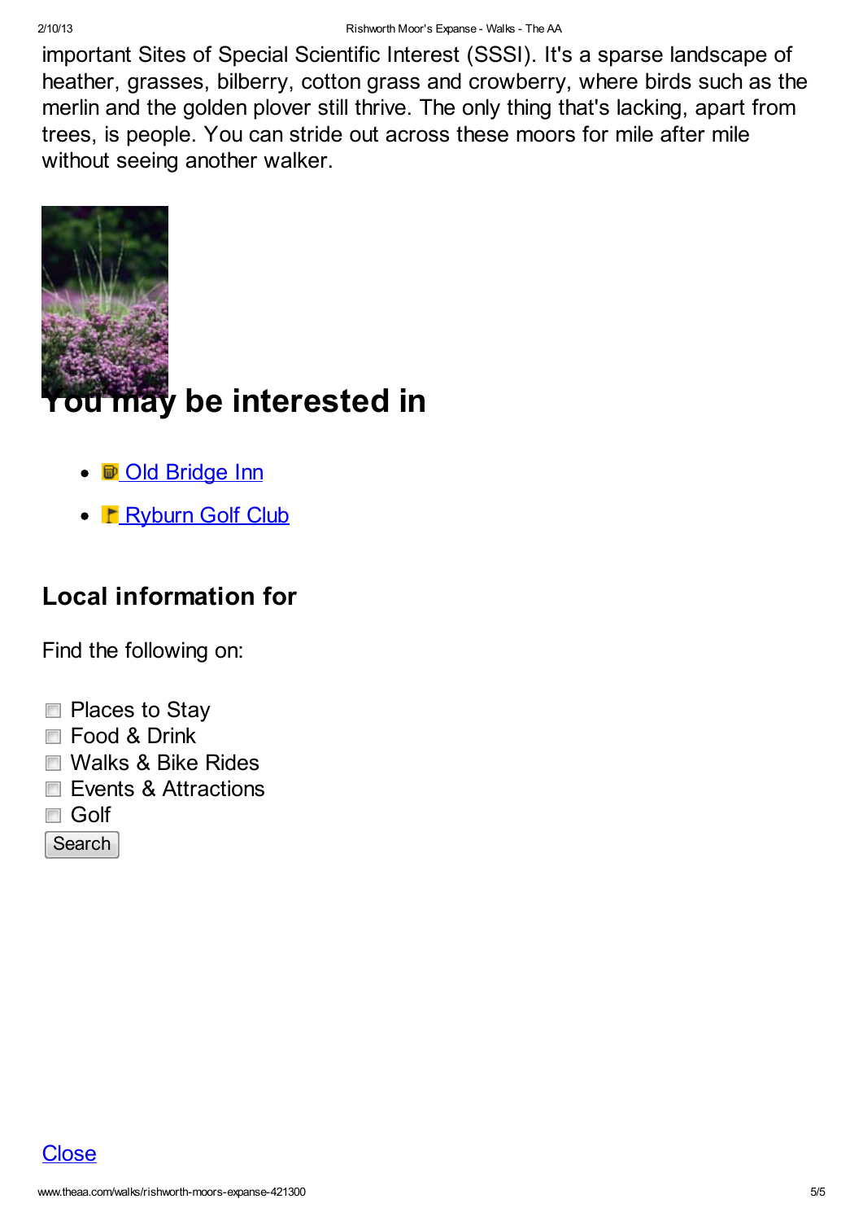important Sites of Special Scientific Interest (SSSI). It's a sparse landscape of heather, grasses, bilberry, cotton grass and crowberry, where birds such as the merlin and the golden plover still thrive. The only thing that's lacking, apart from trees, is people. You can stride out across these moors for mile after mile without seeing another walker.

## You may be interested in

- Old Bridge Inn
- Ryburn Golf Club

### Local information for

Find the following on:

- Places to Stay
- Food & Drink
- Walks & Bike Rides
- Events & Attractions
- Golf

Search

Close